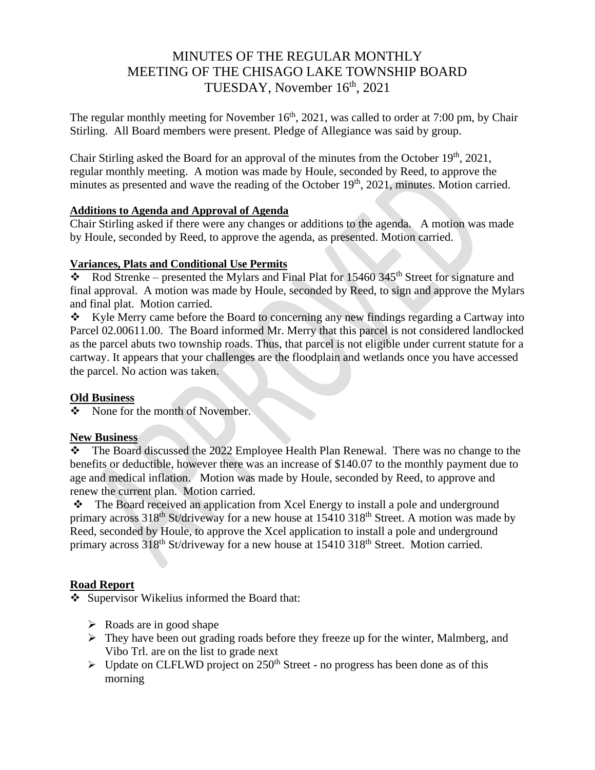# MINUTES OF THE REGULAR MONTHLY MEETING OF THE CHISAGO LAKE TOWNSHIP BOARD TUESDAY, November 16th, 2021

The regular monthly meeting for November 16th, 2021, was called to order at 7:00 pm, by Chair Stirling. All Board members were present. Pledge of Allegiance was said by group.

Chair Stirling asked the Board for an approval of the minutes from the October 19th, 2021, regular monthly meeting. A motion was made by Houle, seconded by Reed, to approve the minutes as presented and wave the reading of the October 19th, 2021, minutes. Motion carried.

**Additions to Agenda and Approval of Agenda**

Chair Stirling asked if there were any changes or additions to the agenda. A motion was made by Houle, seconded by Reed, to approve the agenda, as presented. Motion carried.

**Variances, Plats and Conditional Use Permits**

- Rod Strenke – presented the Mylars and Final Plat for 15460 345th Street for signature and final approval. A motion was made by Houle, seconded by Reed, to sign and approve the Mylars and final plat. Motion carried.
- Kyle Merry came before the Board to concerning any new findings regarding a Cartway into Parcel 02.00611.00. The Board informed Mr. Merry that this parcel is not considered landlocked as the parcel abuts two township roads. Thus, that parcel is not eligible under current statute for a cartway. It appears that your challenges are the floodplain and wetlands once you have accessed the parcel. No action was taken.

**Old Business**

- None for the month of November.

**New Business**

- The Board discussed the 2022 Employee Health Plan Renewal. There was no change to the benefits or deductible, however there was an increase of $140.07 to the monthly payment due to age and medical inflation. Motion was made by Houle, seconded by Reed, to approve and renew the current plan. Motion carried.
- The Board received an application from Xcel Energy to install a pole and underground primary across 318th St/driveway for a new house at 15410 318th Street. A motion was made by Reed, seconded by Houle, to approve the Xcel application to install a pole and underground primary across 318th St/driveway for a new house at 15410 318th Street. Motion carried.

**Road Report**

- Supervisor Wikelius informed the Board that:
  - Roads are in good shape
  - They have been out grading roads before they freeze up for the winter, Malmberg, and Vibo Trl. are on the list to grade next
  - Update on CLFLWD project on 250th Street - no progress has been done as of this morning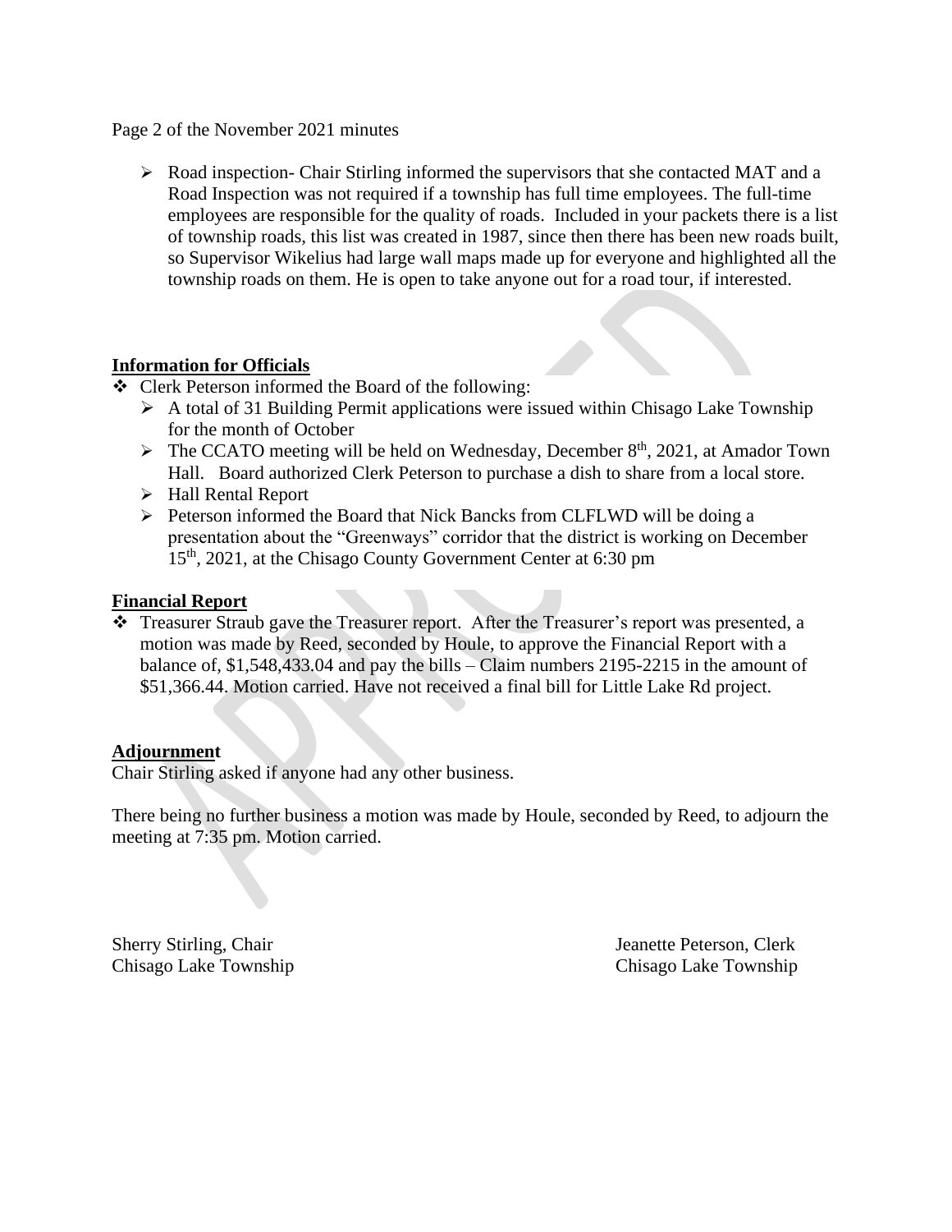Page 2 of the November 2021 minutes

- Road inspection- Chair Stirling informed the supervisors that she contacted MAT and a Road Inspection was not required if a township has full time employees. The full-time employees are responsible for the quality of roads. Included in your packets there is a list of township roads, this list was created in 1987, since then there has been new roads built, so Supervisor Wikelius had large wall maps made up for everyone and highlighted all the township roads on them. He is open to take anyone out for a road tour, if interested.

**Information for Officials**

- Clerk Peterson informed the Board of the following:
  - A total of 31 Building Permit applications were issued within Chisago Lake Township for the month of October
  - The CCATO meeting will be held on Wednesday, December 8th, 2021, at Amador Town Hall. Board authorized Clerk Peterson to purchase a dish to share from a local store.
  - Hall Rental Report
  - Peterson informed the Board that Nick Bancks from CLFLWD will be doing a presentation about the "Greenways" corridor that the district is working on December 15th, 2021, at the Chisago County Government Center at 6:30 pm

**Financial Report**

- Treasurer Straub gave the Treasurer report. After the Treasurer's report was presented, a motion was made by Reed, seconded by Houle, to approve the Financial Report with a balance of, $1,548,433.04 and pay the bills – Claim numbers 2195-2215 in the amount of $51,366.44. Motion carried. Have not received a final bill for Little Lake Rd project.

**Adjournment**

Chair Stirling asked if anyone had any other business.

There being no further business a motion was made by Houle, seconded by Reed, to adjourn the meeting at 7:35 pm. Motion carried.

Sherry Stirling, Chair
Chisago Lake Township

Jeanette Peterson, Clerk
Chisago Lake Township